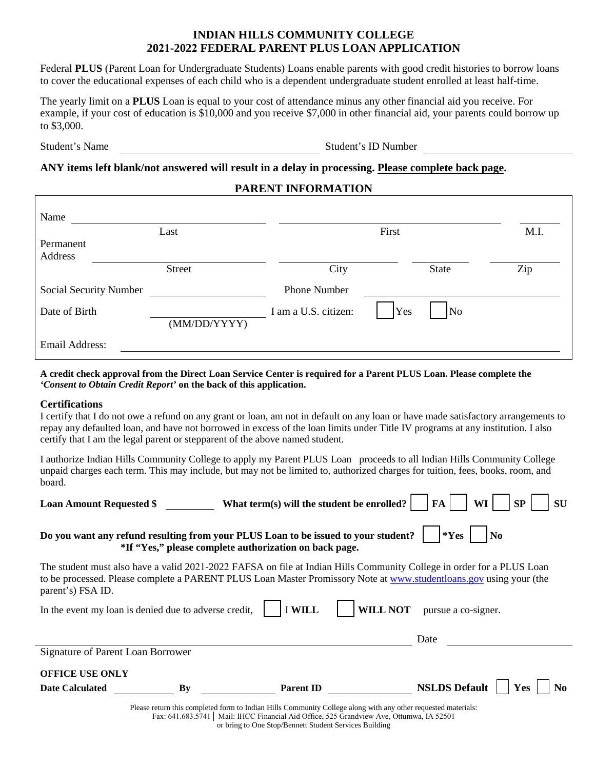# INDIAN HILLS COMMUNITY COLLEGE
# 2021-2022 FEDERAL PARENT PLUS LOAN APPLICATION

Federal **PLUS** (Parent Loan for Undergraduate Students) Loans enable parents with good credit histories to borrow loans to cover the educational expenses of each child who is a dependent undergraduate student enrolled at least half-time.

The yearly limit on a **PLUS** Loan is equal to your cost of attendance minus any other financial aid you receive. For example, if your cost of education is $10,000 and you receive $7,000 in other financial aid, your parents could borrow up to $3,000.

Student's Name ______________________ Student's ID Number ______________________

**ANY items left blank/not answered will result in a delay in processing. Please complete back page.**

## PARENT INFORMATION

Name ______________________ ______________________ ________
Last | First | M.I.

Permanent Address ______________________ ______________________ ____________ ____________
Street | City | State | Zip

Social Security Number ______________________ Phone Number ______________________

Date of Birth ______________________ (MM/DD/YYYY) I am a U.S. citizen: ☐ Yes ☐ No

Email Address: ______________________

**A credit check approval from the Direct Loan Service Center is required for a Parent PLUS Loan. Please complete the *'Consent to Obtain Credit Report'* on the back of this application.**

### Certifications

I certify that I do not owe a refund on any grant or loan, am not in default on any loan or have made satisfactory arrangements to repay any defaulted loan, and have not borrowed in excess of the loan limits under Title IV programs at any institution. I also certify that I am the legal parent or stepparent of the above named student.

I authorize Indian Hills Community College to apply my Parent PLUS Loan proceeds to all Indian Hills Community College unpaid charges each term. This may include, but may not be limited to, authorized charges for tuition, fees, books, room, and board.

**Loan Amount Requested $** ________ **What term(s) will the student be enrolled?** ☐ **FA** ☐ **WI** ☐ **SP** ☐ **SU**

**Do you want any refund resulting from your PLUS Loan to be issued to your student?** ☐ ***Yes** ☐ **No**
***If "Yes," please complete authorization on back page.**

The student must also have a valid 2021-2022 FAFSA on file at Indian Hills Community College in order for a PLUS Loan to be processed. Please complete a PARENT PLUS Loan Master Promissory Note at www.studentloans.gov using your (the parent's) FSA ID.

In the event my loan is denied due to adverse credit, ☐ I **WILL** ☐ **WILL NOT** pursue a co-signer.

______________________________________ Date ______________
Signature of Parent Loan Borrower

**OFFICE USE ONLY**
**Date Calculated** ________ **By** ________ **Parent ID** ________ **NSLDS Default** ☐ **Yes** ☐ **No**

Please return this completed form to Indian Hills Community College along with any other requested materials:
Fax: 641.683.5741 | Mail: IHCC Financial Aid Office, 525 Grandview Ave, Ottumwa, IA 52501
or bring to One Stop/Bennett Student Services Building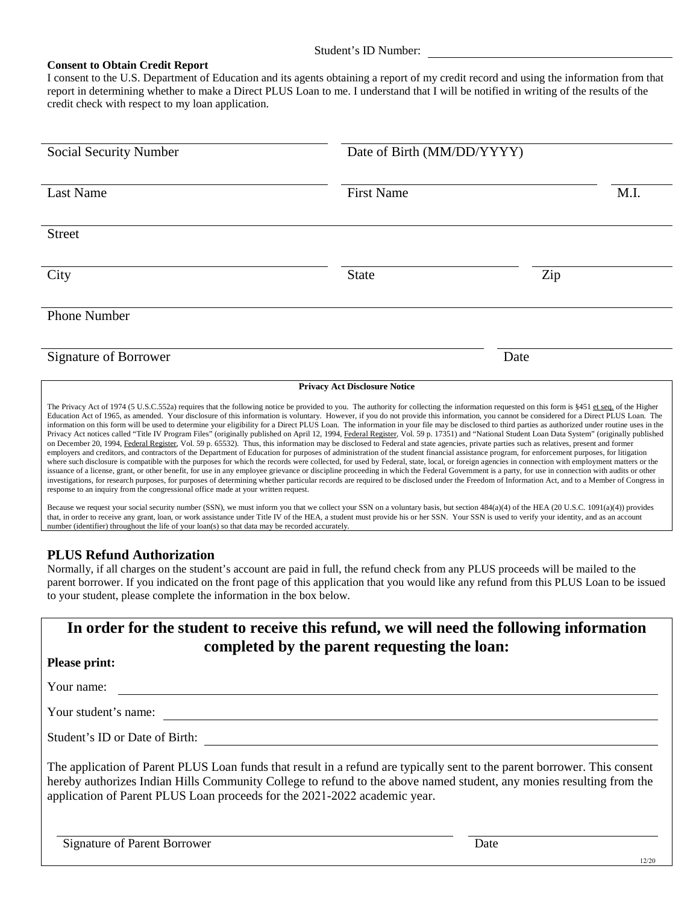Student's ID Number: ______________________________

**Consent to Obtain Credit Report**

I consent to the U.S. Department of Education and its agents obtaining a report of my credit record and using the information from that report in determining whether to make a Direct PLUS Loan to me. I understand that I will be notified in writing of the results of the credit check with respect to my loan application.

Social Security Number ______________________________ Date of Birth (MM/DD/YYYY) ______________________________

Last Name ______________________________ First Name ______________________________ M.I. ________

Street ______________________________

City ______________________________ State ______________ Zip ______________

Phone Number ______________________________

Signature of Borrower ______________________________ Date ______________

**Privacy Act Disclosure Notice**

The Privacy Act of 1974 (5 U.S.C.552a) requires that the following notice be provided to you. The authority for collecting the information requested on this form is §451 et seq. of the Higher Education Act of 1965, as amended. Your disclosure of this information is voluntary. However, if you do not provide this information, you cannot be considered for a Direct PLUS Loan. The information on this form will be used to determine your eligibility for a Direct PLUS Loan. The information in your file may be disclosed to third parties as authorized under routine uses in the Privacy Act notices called "Title IV Program Files" (originally published on April 12, 1994, Federal Register, Vol. 59 p. 17351) and "National Student Loan Data System" (originally published on December 20, 1994, Federal Register, Vol. 59 p. 65532). Thus, this information may be disclosed to Federal and state agencies, private parties such as relatives, present and former employers and creditors, and contractors of the Department of Education for purposes of administration of the student financial assistance program, for enforcement purposes, for litigation where such disclosure is compatible with the purposes for which the records were collected, for used by Federal, state, local, or foreign agencies in connection with employment matters or the issuance of a license, grant, or other benefit, for use in any employee grievance or discipline proceeding in which the Federal Government is a party, for use in connection with audits or other investigations, for research purposes, for purposes of determining whether particular records are required to be disclosed under the Freedom of Information Act, and to a Member of Congress in response to an inquiry from the congressional office made at your written request.

Because we request your social security number (SSN), we must inform you that we collect your SSN on a voluntary basis, but section 484(a)(4) of the HEA (20 U.S.C. 1091(a)(4)) provides that, in order to receive any grant, loan, or work assistance under Title IV of the HEA, a student must provide his or her SSN. Your SSN is used to verify your identity, and as an account number (identifier) throughout the life of your loan(s) so that data may be recorded accurately.

## PLUS Refund Authorization

Normally, if all charges on the student's account are paid in full, the refund check from any PLUS proceeds will be mailed to the parent borrower. If you indicated on the front page of this application that you would like any refund from this PLUS Loan to be issued to your student, please complete the information in the box below.

### In order for the student to receive this refund, we will need the following information completed by the parent requesting the loan:

**Please print:**

Your name: ______________________________

Your student's name: ______________________________

Student's ID or Date of Birth: ______________________________

The application of Parent PLUS Loan funds that result in a refund are typically sent to the parent borrower. This consent hereby authorizes Indian Hills Community College to refund to the above named student, any monies resulting from the application of Parent PLUS Loan proceeds for the 2021-2022 academic year.

Signature of Parent Borrower ______________________________ Date ______________

12/20